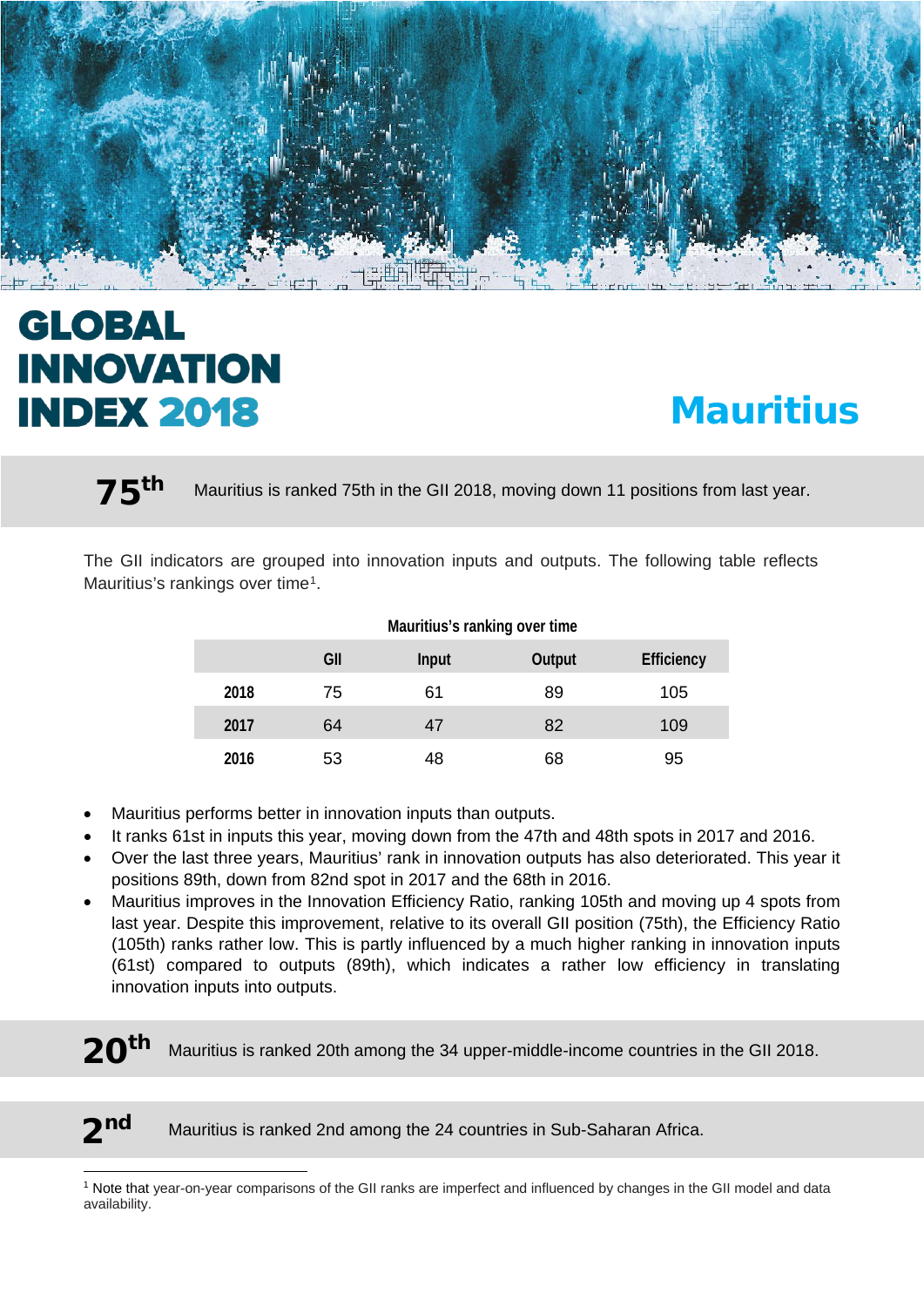# GLOBAL INNOVATION INDEX 2018

# Mauritius

**75th** Mauritius is ranked 75th in the GII 2018, moving down 11 positions from last year.

The GII indicators are grouped into innovation inputs and outputs. The following table reflects Mauritius's rankings over time[1].

**Mauritius's ranking over time**

| | GII | Input | Output | Efficiency |
|---|---|---|---|---|
| **2018** | 75 | 61 | 89 | 105 |
| **2017** | 64 | 47 | 82 | 109 |
| **2016** | 53 | 48 | 68 | 95 |

- Mauritius performs better in innovation inputs than outputs.
- It ranks 61st in inputs this year, moving down from the 47th and 48th spots in 2017 and 2016.
- Over the last three years, Mauritius' rank in innovation outputs has also deteriorated. This year it positions 89th, down from 82nd spot in 2017 and the 68th in 2016.
- Mauritius improves in the Innovation Efficiency Ratio, ranking 105th and moving up 4 spots from last year. Despite this improvement, relative to its overall GII position (75th), the Efficiency Ratio (105th) ranks rather low. This is partly influenced by a much higher ranking in innovation inputs (61st) compared to outputs (89th), which indicates a rather low efficiency in translating innovation inputs into outputs.

**20th** Mauritius is ranked 20th among the 34 upper-middle-income countries in the GII 2018.

**2nd** Mauritius is ranked 2nd among the 24 countries in Sub-Saharan Africa.

[1] Note that year-on-year comparisons of the GII ranks are imperfect and influenced by changes in the GII model and data availability.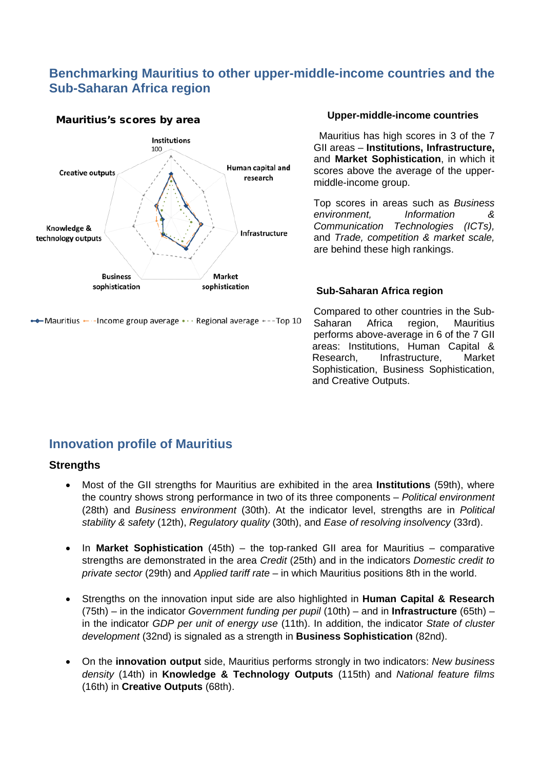## Benchmarking Mauritius to other upper-middle-income countries and the Sub-Saharan Africa region

**Mauritius's scores by area**

Institutions
100

Creative outputs

Human capital and research

Knowledge & technology outputs

Infrastructure

Business sophistication

Market sophistication

Mauritius — Income group average — Regional average — Top 10

### Upper-middle-income countries

Mauritius has high scores in 3 of the 7 GII areas – **Institutions, Infrastructure,** and **Market Sophistication**, in which it scores above the average of the upper-middle-income group.

Top scores in areas such as *Business environment, Information & Communication Technologies (ICTs),* and *Trade, competition & market scale,* are behind these high rankings.

### Sub-Saharan Africa region

Compared to other countries in the Sub-Saharan Africa region, Mauritius performs above-average in 6 of the 7 GII areas: Institutions, Human Capital & Research, Infrastructure, Market Sophistication, Business Sophistication, and Creative Outputs.

## Innovation profile of Mauritius

### Strengths

- Most of the GII strengths for Mauritius are exhibited in the area **Institutions** (59th), where the country shows strong performance in two of its three components – *Political environment* (28th) and *Business environment* (30th). At the indicator level, strengths are in *Political stability & safety* (12th), *Regulatory quality* (30th), and *Ease of resolving insolvency* (33rd).

- In **Market Sophistication** (45th) – the top-ranked GII area for Mauritius – comparative strengths are demonstrated in the area *Credit* (25th) and in the indicators *Domestic credit to private sector* (29th) and *Applied tariff rate* – in which Mauritius positions 8th in the world.

- Strengths on the innovation input side are also highlighted in **Human Capital & Research** (75th) – in the indicator *Government funding per pupil* (10th) – and in **Infrastructure** (65th) – in the indicator *GDP per unit of energy use* (11th). In addition, the indicator *State of cluster development* (32nd) is signaled as a strength in **Business Sophistication** (82nd).

- On the **innovation output** side, Mauritius performs strongly in two indicators: *New business density* (14th) in **Knowledge & Technology Outputs** (115th) and *National feature films* (16th) in **Creative Outputs** (68th).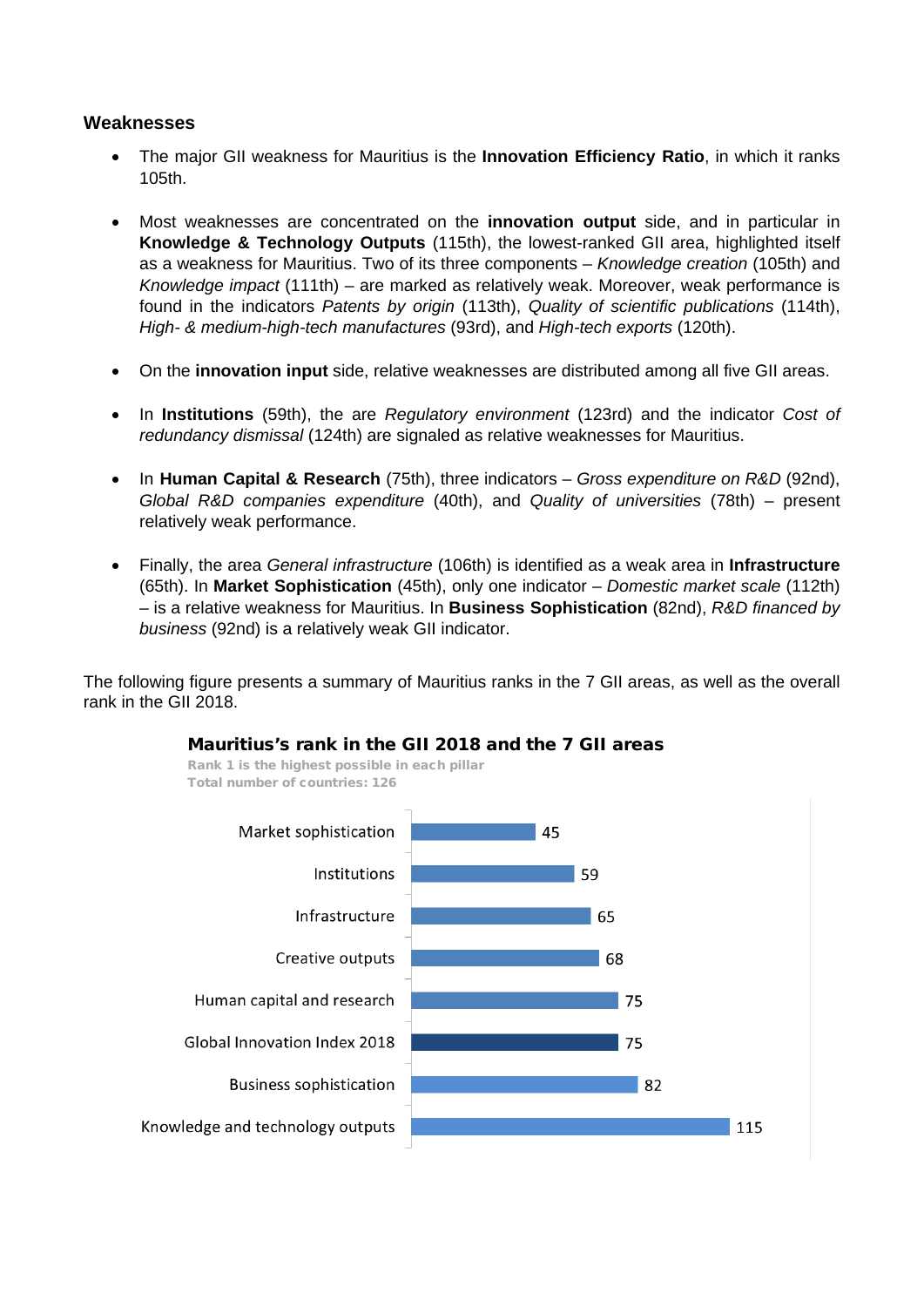### Weaknesses

- The major GII weakness for Mauritius is the **Innovation Efficiency Ratio**, in which it ranks 105th.
- Most weaknesses are concentrated on the **innovation output** side, and in particular in **Knowledge & Technology Outputs** (115th), the lowest-ranked GII area, highlighted itself as a weakness for Mauritius. Two of its three components – *Knowledge creation* (105th) and *Knowledge impact* (111th) – are marked as relatively weak. Moreover, weak performance is found in the indicators *Patents by origin* (113th), *Quality of scientific publications* (114th), *High- & medium-high-tech manufactures* (93rd), and *High-tech exports* (120th).
- On the **innovation input** side, relative weaknesses are distributed among all five GII areas.
- In **Institutions** (59th), the are *Regulatory environment* (123rd) and the indicator *Cost of redundancy dismissal* (124th) are signaled as relative weaknesses for Mauritius.
- In **Human Capital & Research** (75th), three indicators – *Gross expenditure on R&D* (92nd), *Global R&D companies expenditure* (40th), and *Quality of universities* (78th) – present relatively weak performance.
- Finally, the area *General infrastructure* (106th) is identified as a weak area in **Infrastructure** (65th). In **Market Sophistication** (45th), only one indicator – *Domestic market scale* (112th) – is a relative weakness for Mauritius. In **Business Sophistication** (82nd), *R&D financed by business* (92nd) is a relatively weak GII indicator.

The following figure presents a summary of Mauritius ranks in the 7 GII areas, as well as the overall rank in the GII 2018.

**Mauritius's rank in the GII 2018 and the 7 GII areas**

Rank 1 is the highest possible in each pillar
Total number of countries: 126

| Area | Rank |
| --- | --- |
| Market sophistication | 45 |
| Institutions | 59 |
| Infrastructure | 65 |
| Creative outputs | 68 |
| Human capital and research | 75 |
| Global Innovation Index 2018 | 75 |
| Business sophistication | 82 |
| Knowledge and technology outputs | 115 |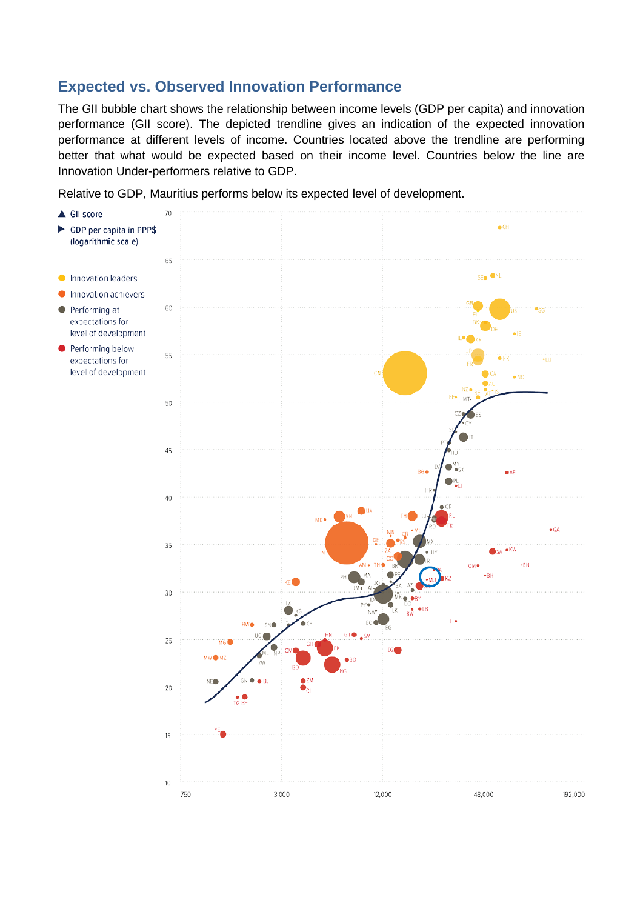## Expected vs. Observed Innovation Performance

The GII bubble chart shows the relationship between income levels (GDP per capita) and innovation performance (GII score). The depicted trendline gives an indication of the expected innovation performance at different levels of income. Countries located above the trendline are performing better that what would be expected based on their income level. Countries below the line are Innovation Under-performers relative to GDP.

Relative to GDP, Mauritius performs below its expected level of development.

▲ GII score
▶ GDP per capita in PPP$ (logarithmic scale)

- Innovation leaders
- Innovation achievers
- Performing at expectations for level of development
- Performing below expectations for level of development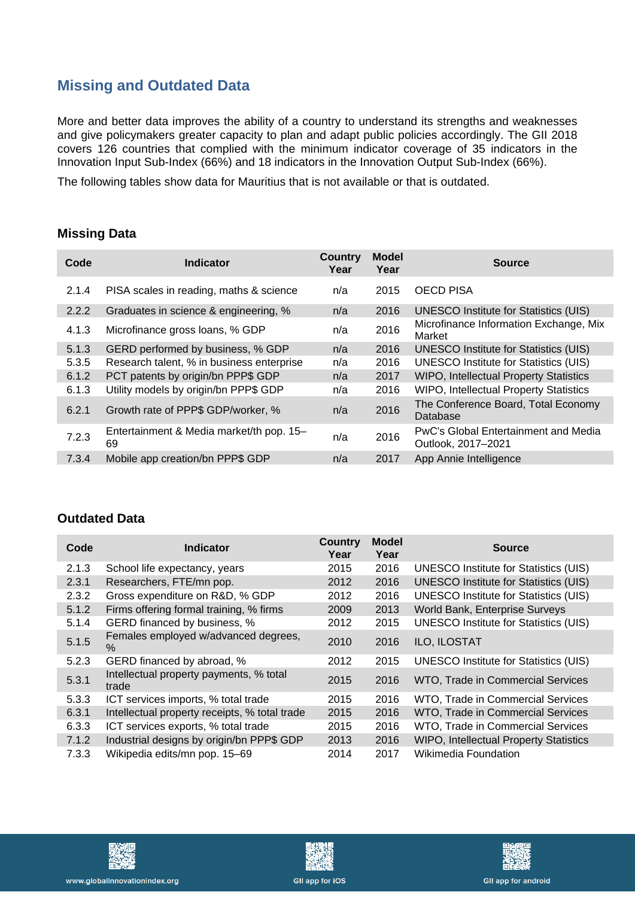## Missing and Outdated Data

More and better data improves the ability of a country to understand its strengths and weaknesses and give policymakers greater capacity to plan and adapt public policies accordingly. The GII 2018 covers 126 countries that complied with the minimum indicator coverage of 35 indicators in the Innovation Input Sub-Index (66%) and 18 indicators in the Innovation Output Sub-Index (66%).

The following tables show data for Mauritius that is not available or that is outdated.

### Missing Data

| Code | Indicator | Country Year | Model Year | Source |
|---|---|---|---|---|
| 2.1.4 | PISA scales in reading, maths & science | n/a | 2015 | OECD PISA |
| 2.2.2 | Graduates in science & engineering, % | n/a | 2016 | UNESCO Institute for Statistics (UIS) |
| 4.1.3 | Microfinance gross loans, % GDP | n/a | 2016 | Microfinance Information Exchange, Mix Market |
| 5.1.3 | GERD performed by business, % GDP | n/a | 2016 | UNESCO Institute for Statistics (UIS) |
| 5.3.5 | Research talent, % in business enterprise | n/a | 2016 | UNESCO Institute for Statistics (UIS) |
| 6.1.2 | PCT patents by origin/bn PPP$ GDP | n/a | 2017 | WIPO, Intellectual Property Statistics |
| 6.1.3 | Utility models by origin/bn PPP$ GDP | n/a | 2016 | WIPO, Intellectual Property Statistics |
| 6.2.1 | Growth rate of PPP$ GDP/worker, % | n/a | 2016 | The Conference Board, Total Economy Database |
| 7.2.3 | Entertainment & Media market/th pop. 15–69 | n/a | 2016 | PwC's Global Entertainment and Media Outlook, 2017–2021 |
| 7.3.4 | Mobile app creation/bn PPP$ GDP | n/a | 2017 | App Annie Intelligence |

### Outdated Data

| Code | Indicator | Country Year | Model Year | Source |
|---|---|---|---|---|
| 2.1.3 | School life expectancy, years | 2015 | 2016 | UNESCO Institute for Statistics (UIS) |
| 2.3.1 | Researchers, FTE/mn pop. | 2012 | 2016 | UNESCO Institute for Statistics (UIS) |
| 2.3.2 | Gross expenditure on R&D, % GDP | 2012 | 2016 | UNESCO Institute for Statistics (UIS) |
| 5.1.2 | Firms offering formal training, % firms | 2009 | 2013 | World Bank, Enterprise Surveys |
| 5.1.4 | GERD financed by business, % | 2012 | 2015 | UNESCO Institute for Statistics (UIS) |
| 5.1.5 | Females employed w/advanced degrees, % | 2010 | 2016 | ILO, ILOSTAT |
| 5.2.3 | GERD financed by abroad, % | 2012 | 2015 | UNESCO Institute for Statistics (UIS) |
| 5.3.1 | Intellectual property payments, % total trade | 2015 | 2016 | WTO, Trade in Commercial Services |
| 5.3.3 | ICT services imports, % total trade | 2015 | 2016 | WTO, Trade in Commercial Services |
| 6.3.1 | Intellectual property receipts, % total trade | 2015 | 2016 | WTO, Trade in Commercial Services |
| 6.3.3 | ICT services exports, % total trade | 2015 | 2016 | WTO, Trade in Commercial Services |
| 7.1.2 | Industrial designs by origin/bn PPP$ GDP | 2013 | 2016 | WIPO, Intellectual Property Statistics |
| 7.3.3 | Wikipedia edits/mn pop. 15–69 | 2014 | 2017 | Wikimedia Foundation |

www.globalinnovationindex.org GII app for iOS GII app for android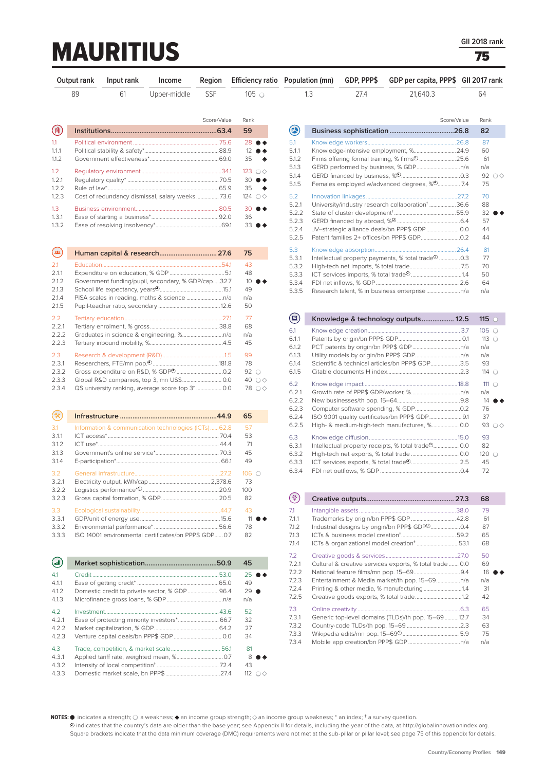# MAURITIUS

GII 2018 rank: **75**

| Output rank | Input rank | Income | Region | Efficiency ratio | Population (mn) | GDP, PPP$ | GDP per capita, PPP$ | GII 2017 rank |
|---|---|---|---|---|---|---|---|---|
| 89 | 61 | Upper-middle | SSF | 105 ○ | 1.3 | 27.4 | 21,640.3 | 64 |

| | | Score/Value | Rank |
|---|---|---|---|
| | **Institutions** | **63.4** | **59** |
| 1.1 | Political environment | 75.6 | 28 ●◆ |
| 1.1.1 | Political stability & safety* | 88.9 | 12 ●◆ |
| 1.1.2 | Government effectiveness* | 69.0 | 35 ◆ |
| 1.2 | Regulatory environment | 34.1 | 123 ○◇ |
| 1.2.1 | Regulatory quality* | 70.5 | 30 ●◆ |
| 1.2.2 | Rule of law* | 65.9 | 35 ◆ |
| 1.2.3 | Cost of redundancy dismissal, salary weeks | 73.6 | 124 ○◇ |
| 1.3 | Business environment | 80.5 | 30 ●◆ |
| 1.3.1 | Ease of starting a business* | 92.0 | 36 |
| 1.3.2 | Ease of resolving insolvency* | 69.1 | 33 ●◆ |
| | **Human capital & research** | **27.6** | **75** |
| 2.1 | Education | 54.1 | 43 |
| 2.1.1 | Expenditure on education, % GDP | 5.1 | 48 |
| 2.1.2 | Government funding/pupil, secondary, % GDP/cap | 32.7 | 10 ●◆ |
| 2.1.3 | School life expectancy, years ⓓ | 15.1 | 49 |
| 2.1.4 | PISA scales in reading, maths & science | n/a | n/a |
| 2.1.5 | Pupil-teacher ratio, secondary | 12.6 | 50 |
| 2.2 | Tertiary education | 27.1 | 77 |
| 2.2.1 | Tertiary enrolment, % gross | 38.8 | 68 |
| 2.2.2 | Graduates in science & engineering, % | n/a | n/a |
| 2.2.3 | Tertiary inbound mobility, % | 4.5 | 45 |
| 2.3 | Research & development (R&D) | 1.5 | 99 |
| 2.3.1 | Researchers, FTE/mn pop. ⓓ | 181.8 | 78 |
| 2.3.2 | Gross expenditure on R&D, % GDP ⓓ | 0.2 | 92 ○ |
| 2.3.3 | Global R&D companies, top 3, mn US$ | 0.0 | 40 ○◇ |
| 2.3.4 | QS university ranking, average score top 3* | 0.0 | 78 ○◇ |
| | **Infrastructure** | **44.9** | **65** |
| 3.1 | Information & communication technologies (ICTs) | 62.8 | 57 |
| 3.1.1 | ICT access* | 70.4 | 53 |
| 3.1.2 | ICT use* | 44.4 | 71 |
| 3.1.3 | Government's online service* | 70.3 | 45 |
| 3.1.4 | E-participation* | 66.1 | 49 |
| 3.2 | General infrastructure | 27.2 | 106 ○ |
| 3.2.1 | Electricity output, kWh/cap | 2,378.6 | 73 |
| 3.2.2 | Logistics performance* ⓓ | 20.9 | 100 |
| 3.2.3 | Gross capital formation, % GDP | 20.5 | 82 |
| 3.3 | Ecological sustainability | 44.7 | 43 |
| 3.3.1 | GDP/unit of energy use | 15.6 | 11 ●◆ |
| 3.3.2 | Environmental performance* | 56.6 | 78 |
| 3.3.3 | ISO 14001 environmental certificates/bn PPP$ GDP | 0.7 | 82 |
| | **Market sophistication** | **50.9** | **45** |
| 4.1 | Credit | 53.0 | 25 ●◆ |
| 4.1.1 | Ease of getting credit* | 65.0 | 49 |
| 4.1.2 | Domestic credit to private sector, % GDP | 96.4 | 29 ● |
| 4.1.3 | Microfinance gross loans, % GDP | n/a | n/a |
| 4.2 | Investment | 43.6 | 52 |
| 4.2.1 | Ease of protecting minority investors* | 66.7 | 32 |
| 4.2.2 | Market capitalization, % GDP | 64.2 | 27 |
| 4.2.3 | Venture capital deals/bn PPP$ GDP | 0.0 | 34 |
| 4.3 | Trade, competition, & market scale | 56.1 | 81 |
| 4.3.1 | Applied tariff rate, weighted mean, % | 0.7 | 8 ●◆ |
| 4.3.2 | Intensity of local competition† | 72.4 | 43 |
| 4.3.3 | Domestic market scale, bn PPP$ | 27.4 | 112 ○◇ |
| | **Business sophistication** | **26.8** | **82** |
| 5.1 | Knowledge workers | 26.8 | 87 |
| 5.1.1 | Knowledge-intensive employment, % | 24.9 | 60 |
| 5.1.2 | Firms offering formal training, % firms ⓓ | 25.6 | 61 |
| 5.1.3 | GERD performed by business, % GDP | n/a | n/a |
| 5.1.4 | GERD financed by business, % ⓓ | 0.3 | 92 ○◇ |
| 5.1.5 | Females employed w/advanced degrees, % ⓓ | 7.4 | 75 |
| 5.2 | Innovation linkages | 27.2 | 70 |
| 5.2.1 | University/industry research collaboration† | 36.6 | 88 |
| 5.2.2 | State of cluster development† | 55.9 | 32 ●◆ |
| 5.2.3 | GERD financed by abroad, % ⓓ | 6.4 | 57 |
| 5.2.4 | JV–strategic alliance deals/bn PPP$ GDP | 0.0 | 44 |
| 5.2.5 | Patent families 2+ offices/bn PPP$ GDP | 0.2 | 44 |
| 5.3 | Knowledge absorption | 26.4 | 81 |
| 5.3.1 | Intellectual property payments, % total trade ⓓ | 0.3 | 77 |
| 5.3.2 | High-tech net imports, % total trade | 7.5 | 70 |
| 5.3.3 | ICT services imports, % total trade ⓓ | 1.4 | 50 |
| 5.3.4 | FDI net inflows, % GDP | 2.6 | 64 |
| 5.3.5 | Research talent, % in business enterprise | n/a | n/a |
| | **Knowledge & technology outputs** | **12.5** | **115 ○** |
| 6.1 | Knowledge creation | 3.7 | 105 ○ |
| 6.1.1 | Patents by origin/bn PPP$ GDP | 0.1 | 113 ○ |
| 6.1.2 | PCT patents by origin/bn PPP$ GDP | n/a | n/a |
| 6.1.3 | Utility models by origin/bn PPP$ GDP | n/a | n/a |
| 6.1.4 | Scientific & technical articles/bn PPP$ GDP | 3.5 | 93 |
| 6.1.5 | Citable documents H index | 2.3 | 114 ○ |
| 6.2 | Knowledge impact | 18.8 | 111 ○ |
| 6.2.1 | Growth rate of PPP$ GDP/worker, % | n/a | n/a |
| 6.2.2 | New businesses/th pop. 15–64 | 9.8 | 14 ●◆ |
| 6.2.3 | Computer software spending, % GDP | 0.2 | 76 |
| 6.2.4 | ISO 9001 quality certificates/bn PPP$ GDP | 9.1 | 37 |
| 6.2.5 | High- & medium-high-tech manufactures, % | 0.0 | 93 ○◇ |
| 6.3 | Knowledge diffusion | 15.0 | 93 |
| 6.3.1 | Intellectual property receipts, % total trade ⓓ | 0.0 | 82 |
| 6.3.2 | High-tech net exports, % total trade | 0.0 | 120 ○ |
| 6.3.3 | ICT services exports, % total trade ⓓ | 2.5 | 45 |
| 6.3.4 | FDI net outflows, % GDP | 0.4 | 72 |
| | **Creative outputs** | **27.3** | **68** |
| 7.1 | Intangible assets | 38.0 | 79 |
| 7.1.1 | Trademarks by origin/bn PPP$ GDP | 42.8 | 61 |
| 7.1.2 | Industrial designs by origin/bn PPP$ GDP ⓓ | 0.4 | 87 |
| 7.1.3 | ICTs & business model creation† | 59.2 | 65 |
| 7.1.4 | ICTs & organizational model creation† | 53.1 | 68 |
| 7.2 | Creative goods & services | 27.0 | 50 |
| 7.2.1 | Cultural & creative services exports, % total trade | 0.0 | 69 |
| 7.2.2 | National feature films/mn pop. 15–69 | 9.4 | 16 ●◆ |
| 7.2.3 | Entertainment & Media market/th pop. 15–69 | n/a | n/a |
| 7.2.4 | Printing & other media, % manufacturing | 1.4 | 31 |
| 7.2.5 | Creative goods exports, % total trade | 1.2 | 42 |
| 7.3 | Online creativity | 6.3 | 65 |
| 7.3.1 | Generic top-level domains (TLDs)/th pop. 15–69 | 12.7 | 34 |
| 7.3.2 | Country-code TLDs/th pop. 15–69 | 2.3 | 63 |
| 7.3.3 | Wikipedia edits/mn pop. 15–69 ⓓ | 5.9 | 75 |
| 7.3.4 | Mobile app creation/bn PPP$ GDP | n/a | n/a |

**NOTES:** ● indicates a strength; ○ a weakness; ◆ an income group strength; ◇ an income group weakness; * an index; † a survey question.
ⓓ indicates that the country's data are older than the base year; see Appendix II for details, including the year of the data, at http://globalinnovationindex.org.
Square brackets indicate that the data minimum coverage (DMC) requirements were not met at the sub-pillar or pillar level; see page 75 of this appendix for details.